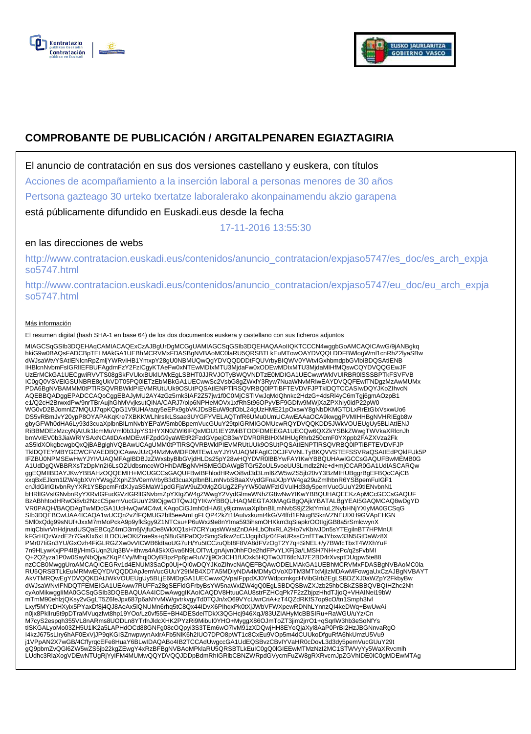# COMPROBANTE DE PUBLICACIÓN / ARGITALPENAREN EGIAZTAGIRIA

El anuncio de contratación en sus dos versiones castellano y euskera, con títulos

Acciones de acompañamiento a la inserción laboral a personas menores de 30 años

Pertsona gazteago 30 urteko txertatze laboralerako akonpainamendu akzio garapena

está públicamente difundido en Euskadi.eus desde la fecha

17-11-2016 13:55:30

en las direcciones de webs

http://www.contratacion.euskadi.eus/contenidos/anuncio_contratacion/expjaso5747/es_doc/es_arch_expjaso5747.html

http://www.contratacion.euskadi.eus/contenidos/anuncio_contratacion/expjaso5747/eu_doc/eu_arch_expjaso5747.html

Más información

El resumen digital (hash SHA-1 en base 64) de los dos documentos euskera y castellano con sus ficheros adjuntos

MIAGCSqGSIb3DQEHAqCAMIACAQExCzAJBgUrDgMCGgUAMIAGCSqGSIb3DQEHAQAAoIIQKTCCCN4wggbGoAMCAQICAwG/9jANBgkqhkiG9w0BAQsFADCBpTELMAkGA1UEBhMCRVMxFDASBgNVBAoMC0laRU5QRSBTLkEuMTowOAYDVQQLDDFBWlogWml1cnRhZ2lyaSBwdWJsaWtvYSAtIENlcnRpZmljYWRvIHB1YmxpY28gU0NBMUQwQgYDVQQDDDtFQUVrbyBIQWV0YWtvIGxhbmdpbGVlbiBDQSAtIENBIHBlcnNvbmFsIGRlIEFBUFAgdmFzY2FzICgyKTAeFw0xNTEwMDIxMTU3MjdaFw0xODEwMDIxMTU3MjdaMIHfMQswCQYDVQQGEwJFUzErMCkGA1UECgwiRVVTS08gSkFVUkxBUklUWkEgLSBHT0JJRVJOTyBWQVNDTzE0MDIGA1UECwwrWklVUlRBR0lSSSBPTkFSVFVBIC0gQ0VSVElGSUNBRE8gUkVDT05PQ0lETzEbMBkGA1UECwwSc2VsbG8gZWxlY3Ryw7NuaWNvMRIwEAYDVQQFEwlTNDgzMzAwMUMxPDA6BgNVBAMMM0tPTlRSQVRBWklPIEVMRUtUUk9OSUtPQSAtIENPTlRSQVRBQ0lPTiBFTEVDVFJPTklDQTCCASIwDQYJKoZIhvcNAQEBBQADggEPADCCAQoCggEBAJyMU2AY4zGz5rnk3IAF2Z57jw1f0C0MjCSTIVwJqMdQhnkc2HdzG+4dsRl4yC6mTgj6gmAOzpB1e1/Q2cH2BrwxdPw/9nrTBrAujhGhMVvjksutQiNA/CARJ7/olp6NPHeMOVx1xfRhSt96OPyVBF9GDfw9MWjXaZPXhly0idP22pW0WG0vD2BJomnlZ7MQUJ7qpKQpG1V9UHA/aqy5eEPx9gbVKJDsBEuW9qfObL24gUzHME21pOxswY8gNbDKMGTDLxRrEtGIxVsxwUo6DS5vRBmJvY20ypP8OYAPAKqKre7XBKKWLhlrsIkLSsae3UYGFYVELAQTnfR6UMu0UmUCAwEAAaOCA9kwggPVMIHHBgNVHRIEgb8wgbyGFWh0dHA6Ly93d3cuaXplbnBlLmNvbYEPaW5mb0BpemVucGUuY29tpIGRMIGOMUcwRQYDVQQKDD5JWkVOUEUgUy5BLiAtIENJRiBBMDEzMzcyNjAtUk1lcmMuVml0b3JpYS1HYXN0ZWl6IFQxMDU1IEY2MiBTODFDMEEGA1UECQw6QXZkYSBkZWwgTWVkaXRlcnJhbmVvIEV0b3JiaWRlYSAxNCAtIDAxMDEwIFZpdG9yaWEtR2FzdGVpejCB3wYDVR0RBIHXMIHUgRhrb250cmF0YXppb2FAZXVza2FkaS5ldXOkgbcwgbQxQjBABglghVQBAwUCAgUMM0tPTlRSQVRBWklPIEVMRUtUUk9OSUtPQSAtIENPTlRSQVRBQ0lPTiBFTEVDVFJPTklDQTEYMBYGCWCFVAEDBQICAwwJUzQ4MzMwMDFDMTEwLwYJYIVUAQMFAgICDCJFVVNLTyBKQVVSTEFSSVRaQSAtIEdPQklFUk5PIFZBU0NPMSEwHwYJYIVUAQMFAgIBDBJzZWxsbyBlbGVjdHLDs25pY28wHQYDVR0lBBYwFAYIKwYBBQUHAwIGCCsGAQUFBwMEMB0GA1UdDgQWBBRXsTzDpMn2I6LsOZUdbsmceWOHhDAfBgNVHSMEGDAWgBTGr5ZoUL5voeUU3Lmdlz2Nc+d+mjCCAR0GA1UdIASCARQwggEQMIIBDAYJKwYBBAHzOQQEMIH+MCUGCCsGAQUFBwIBFhlodHRwOi8vd3d3Lml6ZW5wZS5jb20vY3BzMIHUBggrBgEFBQcCAjCBxxqBxEJlcm1lZW4gbXVnYWsgZXphZ3V0emVrbyB3d3cuaXplbnBlLmNvbSBaaXVydGFnaXJpYW4ga29uZmlhbnR6YSBpemFuIGF1cnJldGlrIGtvbnRyYXR1YSBpcmFrdXJyaS5MaW1pdGFjaW9uZXMgZGUgZ2FyYW50aWFzIGVuIHd3dy5pemVucGUuY29tIENvbnN1bHRlIGVsIGNvbnRyYXRvIGFudGVzIGRlIGNvbmZpYXIgZW4gZWwgY2VydGlmaWNhZG8wNwYIKwYBBQUHAQEEKzApMCcGCCsGAQUFBzABhhtodHRwOi8vb2NzcC5pemVucGUuY29tOjgwOTQwJQYIKwYBBQUHAQMEGTAXMAgGBgQAjkYBATALBgYEAI5GAQMCAQ8wDgYDVR0PAQH/BAQDAgTwMDcGA1UdHwQwMC4wLKAqoCiGJmh0dHA6Ly9jcmwuaXplbnBlLmNvbS9jZ2ktYmluL2NybHNjYXlyMA0GCSqGSIb3DQEBCwUAA4ICAQA1wUCQn2vZfFQMUG2bIl5eeAmLgFLQP42kZt1fAulvxkumt4kG/V4ffd1FNugBSknVZNEUIXH9GVApEHGN5MI0xQdg99sNUf+JxxM7mMoPckA9p9yfkSgy9Z1NTCsu+P6uWxz9e8nYlma593ihsmOHKkrn3qSiapkrOOtlgjGB8a5rSmlcwynXmiqCbivrVnHdjnadUSQaEBCqZ4mD3m6jVjfuOe8WkXQ1sH7CRYuqsWWatZnDAHLbOhxRLA2Ho7vKbIvJDn5sYTEgilnBT7HPMnUIkFGrHQzWzdE2r7GaKIx6xLILDOUeOKtZrae9s+q5l8uG8PaDQzSmgSdkw2cCJgqih3jz04FaURssCmfTTwJYbxw33N5GtDaWz8XPMr07IiGn3YU/GxOzh4FiGLRGZXw0vVICWB6ldlaoUG7uH/Yu5tCCzuQbt8F8VA8dFVzOgT2Y7q+SiNEL+/y7BWfcTbxT4WXhYuF7n9HLywKxjPP4IBj/HmGUqn2Uq3BV+ithws4AilSkXGva6N9LOlTwLgnAjvn0hhFOe2hdFPvYLXFj3a/LMSH7NH+zPc/q2sFvbMIQ+2Q2yza1P0w0SayNbQjyaZKqP4Vy/Mhqj0OyBBpzPp6pwRuV7jj9Or3CH1fUOxk5HQTw0JT6tlcNJ7E2BD4rXvsptDUqpw5te88nzCCB0MwggUroAMCAQICEGRv1d4ENUM3SaOp0Uj+QI0wDQYJKoZIhvcNAQEFBQAwODELMAkGA1UEBhMCRVMxFDASBgNVBAoMC0laRU5QRSBTLkEuMRMwEQYDVQQDDApJemVucGUuY29tMB4XDTA5MDIyNDA4MDMyOVoXDTM3MTIxMjIzMDAwMFowgaUxCzAJBgNVBAYTAkVTMRQwEgYDVQQKDAtJWkVOUEUgUy5BLjE6MDgGA1UECwwxQVpaIFppdXJ0YWdpcmkgcHVibGlrb2EgLSBDZXJ0aWZpY2FkbyBwdWJsaWNvIFNDQTFEMEIGA1UEAww7RUFFa28gSEFldGFrbyWS5naWxlZW4gQ0EgLSBDQSBwZXJzb25hbCBkZSBBQVBIHZhc2NhcyAoMikwggIiMA0GCSqGSIb3DQEBAQUAA4ICDwAwggIKAoICAQDV8HtuuCAU8strFZHCqPk7F2zZbjpzHhdTJjoQ+VHAINei19bWmTmM90ehlzjQKsy2vGgLT5Z6feJpx687p6aNYvMW/gvtrkvgyTd0TQJn/xO69VYcUwrCriA+zT4QZdRKfS7op9cO/tn1Smph3IvlLxyf5MYcDHXyix5PYaxDf8j4QJ8AeAx5lQNUMn6rhq5tC8Qx44IDvX6PIhqxPk0tXjJWbVFWXpewRDNhLYnnzQl4keDWq+BwUwAin0jx8PklIru5t9pDTraMVuqzfwt8hp19YOo/Lz0vf55E+BH4DESdeiTDkX3QGHcj946Xq/83UZIAHyMcBBSIRu+RaWGU/uYz/CnM7cyS2espqh355VL8nARms8UODLn8YTrfnJldcXHK2PYzRi9Mibul0YHO+MyggX86OJmToZT3jim2jrrO1+qSqrlW3hb3eSoNfYstISKGALyoMo03ZH5U1lK2a5LAPHdOCd88GNFg08cOQpyi3S3TEm6wO7lvM91zXDQwjHH8EYoQjaXyl8AaP0PrBI2HzJBGNnvaRgOI4kzJ675sLIry6hAF0ExVjJP9qKGISZnwpwynAxlrAFb5NlK6h2IUO7DPO8pWT1c8CxEu9VOp5m4dCUUkoDfguRfA6hkUmzU5Vu9j1VPpAN2X7wGB/4CffyrqcEFe8HuaY6BLwIDAQABo4IB2TCCAdUwgccGA1UdEQSBvzCBvIYVaHR0cDovL3d3dy5pemVucGUuY29tgQ9pbmZvQGl6ZW5wZS5jb22kgZEwgY4xRzBFBgNVBAoMPklaRU5QRSBTLkEuIC0gQ0lGIEEwMTMzNzI2MC1STWVyYy5WaXRvcmlhLUdhc3RlaXogVDEwNTUgRjYyIFM4MUMwQQYDVQQJDDpBdmRhIGRlbCBNZWRpdGVycmFuZW8gRXRvcmJpZGVhIDE0IC0gMDEwMTAg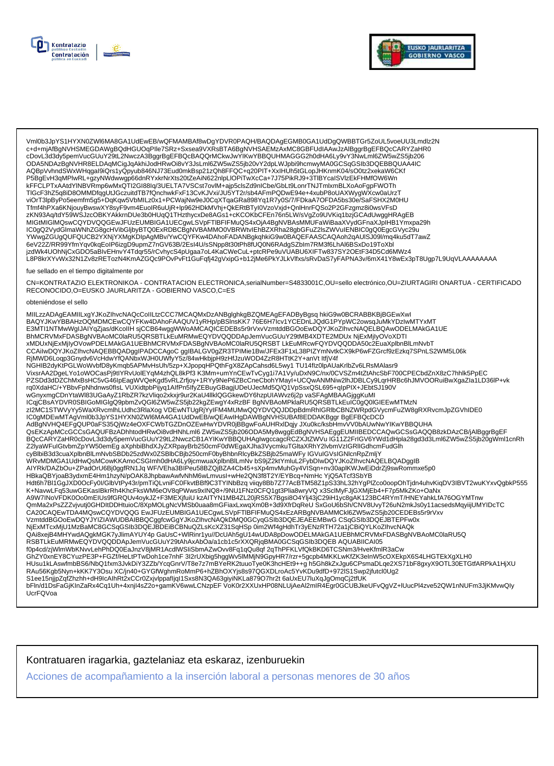Vml0b3JpYS1HYXN0ZWl6MA8GA1UdEwEB/wQFMAMBAf8wDgYDVR0PAQH/BAQDAgEGMB0GA1UdDgQWBBTGr5ZoUL5voeUU3Lmdlz2N
c+d+mjAfBgNVHSMEGDAWgBQdHGUOqPIle7SRz+Sxsea9VXRsBTA6BgNVHSAEMzAxMC8GBFUdIAAwJzAlBggrBgEFBQcCARYZaHR0
cDovL3d3dy5pemVucGUuY29tL2NwczA3BggrBgEFBQcBAQQrMCkwJwYIKwYBBQUHMAGGG2h0dHA6Ly9vY3NwLml6ZW5wZS5jb206
ODA5NDAzBgNVHR8ELDAqMCigJqAkhiJodHRwOi8vY3JsLml6ZW5wZS5jb20vY2dpLWJpbi9hcmwyMA0GCSqGSIb3DQEBBQUAA4IC
AQBpVvhndSWxWHqgaI9iQrs1yQpyub846NJ73Eud0mkBsp21zQh8FFQC+q20PIT+XxIHUh5tGLopJHKnmK04/sO0tz2xekaW6CKf
P5BgEvH3qMPlwRL+gzyNWdwwgp66dnRYxkrNrXts20tZeAiN622nlpLIOPiTwXcCa+7J75PikRJ9+3TlBYcaISVlzEkFHMfOW6Wn
kFFCLPTxAAtdYlNBVRmp6wMxQTI2GI88Iq/3UELTA7VSCst7ovlM+ajp5clsZd9nICbe/GbLt9LonrTNJTmlxmBLXoAoFgpFWOTh
TlGcF3hZ5q8iD8OMMDfqgUtJGczuitdTB7fQnchwkFxF13CvKJVxi/JU5YT2r/sb4AFmPQDwE94e+4xubP8oUAXWygWXcw0aUrzT
viOrT3lpByPo5eemfm5g5+DqKqw5VbMILz0x1+PCWajNw9eJ0CqXTqaGRa898Yq1R7y0S/7/FDkaA7OFDA5bs30e/SaFSHX2M0HU
Tfmf4hPXa6KNjouyBwswXY8syF9vm4EuoIR6uUjR+lp962HDkMVhj+QkERtBTyI0VzoVxjd+QnlHnrFQSo2P2GFzgmz8i0wsVFsD
zKN93Aq/tdY59WSJzcOBKYAkkrnDUe3b0HUqQ1THzthycxDe8AGs1+cKCOKbCFEn76n5LW/sVgZo9UVKiq1bzjGCAdUwggHRAgEB
MIGtMIGlMQswCQYDVQQGEwJFUzEUMBIGA1UECgwLSVpFTlBFIFMuQS4xOjA4BgNVBAsMMUFaWiBaaXVydGFnaXJpIHB1Ymxpa29h
IC0gQ2VydGlmaWNhZG8gcHVibGljbyBTQ0ExRDBCBgNVBAMMO0VBRWtvIEhBZXRha28gbGFuZ2lsZWVuIENBIC0gQ0EgcGVyc29u
YWwgZGUgQUFQUCB2YXNjYXMgKDIpAgMBv/YwCQYFKw4DAhoFADANBgkqhkiG9w0BAQEFAASCAQAoh2qAUlSJ09l/mq4ku5dT7awZ
6eV22Z/RR99YfmYqv0kqEoIP6izgD9upmZ7nGV63B/2EsI4U/sSNpp8t30tPh8fUQ0N6RAdgSZbIm7RM3f6LhAl6BSxDo19ToXbl
jzdWk4UOhNjCxGDO5aBlvEHnvY4Tdqr55/rCvhycS4pUgaa7oL4KaCWeCuL+ptcRPe9uVUABU6XIFTw837SY2OEtF34D5Cd6MWz4
L8P8krXYvWx32N1Zv8zRETozN4KmAZGQc9POvPvFt1GuFqfj42gVxipG+b12jMe6PkYJLkVlfxs/sRvDaS7yFAPNA3v/6mX41Y8wEx3pT8Ugp7L9UqVLAAAAAAAA

fue sellado en el tiempo digitalmente por

CN=KONTRATAZIO ELEKTRONIKOA - CONTRATACION ELECTRONICA,serialNumber=S4833001C,OU=sello electrónico,OU=ZIURTAGIRI ONARTUA - CERTIFICADO RECONOCIDO,O=EUSKO JAURLARITZA - GOBIERNO VASCO,C=ES

obteniéndose el sello

MIILzzADAgEAMIILxgYJKoZIhvcNAQcCoIILtzCCC7MCAQMxDzANBglghkgBZQMEAgEFADByBgsq hkiG9w0BCRABBKBjBGEwXwI
BAQYJKwYBBAHzOQMDMCEwCQYFKw4DAhoFAAQUV1yRHp/pBSlnsKK7 76E6H7lcv1YCEDnLJQdG1PYpWC2owsqJuMkYDzIwMTYxMT
E3MTI1NTMwWgIJAIYqZjas/dKcolIH sjCCB64wggWWoAMCAQICEDEBs5r9rVxvVzmtddBGOoEwDQYJKoZIhvcNAQELBQAwODELMAkGA1UE
BhMCRVMxFDASBgNVBAoMC0laRU5QRSBTLkEuMRMwEQYDVQQDDApJemVucGUuY29tMB4XDTE2MDUx NjExMjIyOVoXDTI
xMDUxNjExMjIyOVowPDELMAkGA1UEBhMCRVMxFDASBgNVBAoMC0laRU5QRSBT LkEuMRcwFQYDVQQDDA50c2EuaXplbnBlLmNvbT
CCAiIwDQYJKoZIhvcNAQEBBQADggIPADCCAgoC ggIBALGV0gZR3TPIMie1Bw/JFEx3F1xL38PIZYmNvtkCX9kP6wFZGrcf9zEzkq7SPnLS2WM5L06k
RjMWD6Loqp3Gnydv6VcHdwYfQANbxWJH0UWfyY5z/84wHkbjpH9zHfJzuWOD4ZzR8HTtK2Y+anVt ItfjV4f
NGHIB2dyKtPGLWoWvbfD8yKmqb5APMvHsUh/5zp+XJpopqHPQthFgX8ZApCahsd6L5wy1 TU14fIz0lpAUaKrlbZv6LRsMAlasr9
VixsrAA2DgeLYo1oWOCasPj9tIYRvUolEYqM4zhQL8kPf3 K3Mm+umYnCEwTvCyg1i7A1Vy/uDxN9C/nx/0CVSZm4tZtAhcSbF700CPECbdZnX8zC7hhlk5PpEC
PZSDd3dDZChMxBsHC5vG46IpEagWVQeKgd5vRLZrfjoy+1RYy9NeP6ZBcCneCbohYMayl+UCQwANMNiw2lhJDBLCy9LqrHRBc6hJMVOORuiBwXgaZla1LD36lP+vk
rq0XdaHC/+YBbvFpNhdnws0fIsL VUXidtpbPijyq1AlfPn5IfyZEBuyGBagjUDeUJecMd5Q/Q1VpSsxQSL695+qIpPIX+JEbtSJ190V
wGnyxmgCDnYtaWl83UGaAyZ1RbZR7kzVliqo2xkxjr9ur2KaU4llklQGGkewDY6hzpUlAWvz6j2p vaSFAgMBAAGjggKuMI
ICqjCBsAYDVR0SBIGoMIGlgQ9pbmZvQGl6ZW5wZS5jb22kgZEwgY4xRzBF BgNVBAoMPklaRU5QRSBTLkEuIC0gQ0lGIEEwMTMzN
zI2MC1STWVyYy5WaXRvcmlhLUdhc3RlaXog VDEwNTUgRjYyIFM4MUMwQQYDVQQJDDpBdmRhIGRlbCBNZWRpdGVycmFuZW8gRXRvcmJpZGVhIDE0
IC0gMDEwMTAgVml0b3JpYS1HYXN0ZWl6MA4GA1UdDwEB/wQEAwIHgDAWBgNVHSUBAf8EDDAKBggr BgEFBQcDCD
AdBgNVHQ4EFgQUP0aFS35QjWz4eOXFCWbTGZDnOZEwHwYDVR0jBBgwFoAUHRxlDqjy JXu0kc/ksbHmvVV0bAUwNwYIKwYBBQUHA
QsEKzApMCcGCCsGAQUFBzAhhhtodHRwOi8vdHNhLml6 ZW5wZS5jb206ODA5MyBgNVHSAEggEUMIIBEDCCAQwGCSsGAQQB8zkDAzCB/jAlBggrBgEF
BQcCARYZaHR0cDovL3d3dy5pemVucGUuY29tL2NwczCB1AYIKwYBBQUHAgIwgccagcRCZXJtZWVu IG11Z2FrIGV6YWd1dHpla28gd3d3Lml6ZW5wZS5jb20gWml1cnRh
Z2lyaWFuIGtvbmZpYW50emEg aXphbiBhdXJyZXRpayBrb250cmF0dWEgaXJha3VycmkuTGltaXRhY2lvbmVzIGRlIGdhcmFudGlh
cyBlbiB3d3cuaXplbnBlLmNvbSBDb25zdWx0ZSBlbCBjb250cmF0byBhbnRlcyBkZSBjb25maWFy IGVuIGVsIGNlcnRpZmljY
WRvMDMGA1UdHwQsMCowKKAmoCSGImh0dHA6Ly9jcmwuaXplbnBlLmNv bS9jZ2ktYmluL2FybDIwDQYJKoZIhvcNAQELBQADggIB
AIYRk/DAZbOu+ZPadOrU6Bj0ggfRN1Jq WF/VEha3BIPeu58BZQjBZA4Cb45+sXp4mvMuhGy4VISqn+nv30aplKWJwEiDdrZj9swRommxe5p0
HBkaQBYjoaB3ydxmE4Hm1hzyN/pOAK8JhpbawAwfvNhM6wLmvusI+wHe2QN3f8T2Y/EYBcq+NmHc YjQ5ATcf3SbYB
Hdt6h7Bl1GgJXD0OcFy0I/GlbVtPy43r/pmTiQLvniFC0FkvtBBf9C3TYINbBzq viiqy8Bb7Z77AcBTM58Z1pS33hL32hYgPlZco0oopOhTjdn4uhvKiqDV3IBVT2wuKYxvQgbkP555
K+NavwLFq53uwGEKasIBkrRh4KhcFksWM6eOV8qPWws9xINQ8+/9NU1FNz0CFQ1gt3Plia8wryVQ x3ScIMyFJjGXMjEb4+F7p5MkZKo+OaNx
A9W7INoVFDK0Oo0mEIUs9fGRQUv4oykJZ+F3MEXjfuiU kzAITYN1MB4ZL20jRS5X7Bgsi8O4Ylj43jC29iH1yc8gAK123BC4RYmT/HNEYahkLfA76OGYMTnw
QmMa2xPsZZZvjvutj0GHDItDDHtuioC/8XpMOLgNcVMSb0uaa8mGFiaxLxwqXm0B+3d9XfrDqReU SxGoU6bSh/CNV8UvyT26uN2mkJs0y11acsedsMqyiijUMYIDcTC
CA20CAQEwTDA4MQswCQYDVQQG EwJFUzEUMBIGA1UECgwLSVpFTlBFIFMuQS4xEzARBgNVBAMMCkl6ZW5wZS5jb20CEDEBs5r9rVxv
VzmtddBGOoEwDQYJYIZIAWUDBAIBBQCggfcwGgYJKoZIhvcNAQkDMQ0GCyqGSIb3DQEJEAEEMBwG CSqGSIb3DQEJBTEPFw0x
NjExMTcxMjU1MzBaMC8GCSqGSIb3DQEJBDEiBCBNuQZLsKcXZ31SqHSp 0im2Wf4gHdhTr3yENzRTH72a1jCBiQYLKoZIhvcNAQk
QAi8xejB4MHYwdAQgkMGK7yJlimAYUY4p GaUsC+WlRinr1yu//DcUAh5gU14wUDA8pDowODELMAkGA1UEBhMCRVMxFDASBgNVBAoMC0laRU5Q
RSBTLkEuMRMwEQYDVQQDDApJemVucGUuY29tAhAxAbOa/a1cb1c5rXXQRjqBMA0GCSqGSIb3DQEB AQUABIICAI05
f0p4cd/zjWlmWbKNvvLehPhDQ0EaJnzV8jMR1AcdlWSIiSbmAZwOvv8Fq1qQu8qf 2qThPFKLVfQkBKD6TCSNm3/HveKfmlR3aCw
GhZY0xnEY8CYuzPE3P+FGZf/HeLtPTwDoh1ce7nhF 3I2rUXbig5hggWv5lMMjN9GpyHR7/rzr+5gcpb4MKKLwKfZK3elnW5cOXEkpX6S4LHGTEkXgXLH0
HUsu1kLAswfmbBS6/NbQ1fxm3JkDiY3ZZb/YcqGnrV/T8e7z7mBYeRK2tuuoTye0K3hcHEt9++g h5Gh8kZxJgu6CPsmaDLqe2XS71bF8gxyX9OTL30ETGtfARPkA1HjXU
RAu56Kgb5Nyn+kKK7Y3Osu XC/jn40+GYGfWghmRoMmP6+hZBhOXYjs8s97QGXDLroAc5YvKDu9dfD+972lS1Swp2jfutcl0Ug2
S1ee15njjpZqfZhzhh+dH9IcAlhRt2xCCr0ZxjvlppafljqI1Sxs8N3QA63giyiNKLa879O7hr2t 6aUxEU7luXqJgOmqCj2tfUK
bFln/d1DsFaGjKlnZaRx4Cq1Uh+4xnjI4sZ2o+gamKV6wwLCNzpEF VoK0r2XXUxHP08NLUjAeAl2mIR4Egr0GCUBJkeUFvQgVZ+lUucPl4zve52QW1nNUFm3JjKMvwQIy
UcrFQVoa

Kontratuaren iragarkia, gaztelaniaz eta eskaraz, izenburuekin

Acciones de acompañamiento a la inserción laboral a personas menores de 30 años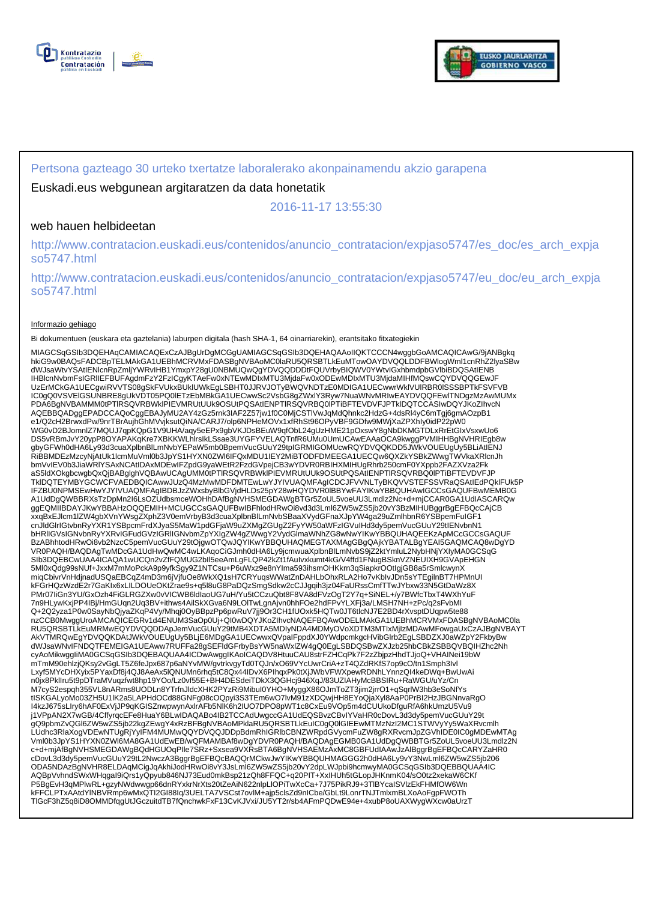Persona gazteago 30 urteko txertatze laboralerako akonpainamendu akzio garapena

Euskadi.eus webgunean argitaratzen da data honetatik

2016-11-17 13:55:30

web hauen helbideetan

http://www.contratacion.euskadi.eus/contenidos/anuncio_contratacion/expjaso5747/es_doc/es_arch_expjaso5747.html

http://www.contratacion.euskadi.eus/contenidos/anuncio_contratacion/expjaso5747/eu_doc/eu_arch_expjaso5747.html

Informazio gehiago

Bi dokumentuen (euskara eta gaztelania) laburpen digitala (hash SHA-1, 64 oinarriarekin), erantsitako fitxategiekin

MIAGCSqGSIb3DQEHAqCAMIACAQExCzAJBgUrDgMCGgUAMIAGCSqGSIb3DQEHAQAAoIIQKTCCCN4wggbGoAMCAQICAwG/9jANBgkqhkiG9w0BAQsFADCBpTELMAkGA1UEBhMCRVMxFDASBgNVBAoMC0laRU5QRSBTLkEuMTowOAYDVQQLDDFBWlogWml1cnRhZ2lyaSBwdWJsaWtvYSAtIENlcnRpZmljYWRvIHB1YmxpY28gU0NBMUQwQgYDVQQDDDtFQUVrbyBIQWV0YWtvIGxhbmdpbGVlbiBDQSAtIENBIHBlcnNvbmFsIGRlIEFBUFAgdmFzY2FzICgyKTAeFw0xNTEwMDIxMTU3MjdaFw0xODEwMDIxMTU3MjdaMIHfMQswCQYDVQQGEwJFUzErMCkGA1UECgwiRVVTS08gSkFVUkxBUklUWkEgLSBHT0JJRVJOTyBWQVNDTzE0MDIGA1UECwwrWklVUlRBR0lSSSBPTkFSVFVBIC0gQ0VSVElGSUNBRE8gUkVDT05PQ0lETzEbMBkGA1UECwwSc2VsbG8gZWxlY3Ryw7NuaWNvMRIwEAYDVQQFEwlTNDgzMzAwMUMxPDA6BgNVBAMMM0tPTlRSQVRBWklPIEVMRUtUUk9OSUtPQSAtIENPTlRSQVRBQ0lPTiBFTEVDVFJPTklDQTCCASIwDQYJKoZIhvcNAQEBBQADggEPADCCAQoCggEBAJyMU2AY4zGz5rnk3IAF2Z57jw1f0C0MjCSTIVwJqMdQhnkc2HdzG+4dsRl4yC6mTgj6gmAOzpB1e1/Q2cH2BrwxdPw/9nrTBrAujhGhMVvjksutQiNA/CARJ7/olp6NPHeMOVx1xfRhSt96OPyVBF9GDfw9MWjXaZPXhIy0idP22pW0WG0vD2BJomnlZ7MQUJ7qpKQpG1V9UHA/aqy5eEPx9gbVKJDsBEuW9qfObL24gUzHME21pOxswY8gNbDKMGTDLxRrEtGIxVsxwUo6DS5vRBmJvY20ypP8OYAPAKqKre7XBKKWLhlrsIkLSsae3UYGFYVELAQTnfR6UMu0UmUCAwEAAaOCA9kwggPVMIHHBgNVHRIEgb8wgbyGFWh0dHA6Ly93d3cuaXplbnBlLmNvbYEPaW5mb0BpemVucGUuY29tpIGRMIGOMUcwRQYDVQQKDD5JWkVOUEUgUy5BLiAtIENJRiBBMDEzMzcyNjAtUk1lcmMuVml0b3JpYS1HYXN0ZWl6IFQxMDU1IEY2MiBTODFDMEEGA1UECQw6QXZkYSBkZWwgTWVkaXRlcnJhbmVvIEV0b3JiaWRlYSAxNCAtIDAxMDEwIFZpdG9yaWEtR2FzdGVpejCB3wYDVR0RBIHXMIHUgRhrb250cmF0YXppb24FAZXVza2FkaS5ldXOkgbcwgbQxQjBABglghVQBAwUCAgUMM0tPTlRSQVRBWklPIEVMRUtUUk9OSUtPQSAtIENPTlRSQVRBQ0lPTiBFTEVDVFJPTklDQTEYMBYGCWCFVAEDBQICAwwJUzQ4MzMwMDFDMTEwLwYJYIVUAQMFAgICDCJFVVNLTyBKQVVSTEFSSVRaQSAtIEdPQklFUk5PIFZBU0NPMSEwHwYJYIVUAQMFAgIBDBJzZWxsbyBlbGVjdHLDs25pY28wHQYDVR0lBBYwFAYIKwYBBQUHAwIGCCsGAQUFBwMEMB0GA1UdDgQWBBRXsTzDpMn2I6LsOZUdbsmceWOHhDAfBgNVHSMEGDAWgBTGr5ZoUL5voeUU3Lmdlz2Nc+d+mjCCAR0GA1UdIASCARQwggEQMIIBDAYJKwYBBAHzOQQEMIH+MCUGCCsGAQUFBwIBFhlodHRwOi8vd3d3Lml6ZW5wZS5jb20vY3BzMIHUBggrBgEFBQcCAjCBxxqBxEJlcm1lZW4gbXVnYWsgZXphZ3V0emVrbyB3d3cuaXplbnBlLmNvbSBaaXVydGFnaXJpYW4ga29uZmlhbnR6YSBpemFuIGF1cnJldGlrIGtvbnRyYXR1YSBpcmFrdXJyaS5MaW1pdGFjaW9uZXMgZGUgZ2FyYW50aWFzIGVuIHd3dy5pemVucGUuY29tIENvbnN1bHRlIGVsIGNvbnRyYXRvIGFudGVzIGRlIGNvbmZpYXIgZW4gZWwgY2VydGlmaWNhZG8wNwYIKwYBBQUHAQEEKzApMCcGCCsGAQUFBzABhhtodHRwOi8vb2NzcC5pemVucGUuY29tOjgwOTQwJQYIKwYBBQUHAQMEGTAXMAgGBgQAjkYBATALBgYEAI5GAQMCAQ8wDgYDVR0PAQH/BAQDAgTwMDcGA1UdHwQwMC4wLKAqoCiGJmh0dHA6Ly9jcmwuaXplbnBlLmNvbS9jZ2ktYmluL2NybHNjYXIyMA0GCSqGSIb3DQEBCwUAA4ICAQA1wUCQn2vZfFQMUG2bIl5eeAmLgFLQP42kZt1fAuIvxkumt4kG/V4ffd1FNugBSknVZNEUIXH9GVApEHGN5MI0xQdg99sNUf+JxxM7mMoPckA9p9yfkSgy9Z1NTCsu+P6uWxz9e8nYlma593ihsmOHKkrn3qSiapkrOOtlgjGB8a5rSmlcwynXmiqCbivrVnHdjnadUSQaEBCqZ4mD3m6jVjfuOe8WkXQ1sH7CRYuqsWWatZnDAHLbOhxRLA2Ho7vKbIvJDn5sYTEgilnBT7HPMnUIkFGrHQzWzdE2r7GaKlx6xLlLDOUeOKtZrae9s+q5l8uG8PaDQzSmgSdkw2cCJJggih3jz04FaURssCmfTTwJYbxw33N5GtDaWz8XPMr07IiGn3YU/GxOzh4FiGLRGZXw0vVICWB6ldIaoUG7uH/Yu5tCCzuQbt8F8VA8dFVzOgT2Y7q+SiNEL+/y7BWfcTbxT4WXhYuF7n9HLywKxjPP4IBj/HmGUqn2Uq3BV+ithws4AilSkXGva6N9LOlTwLgnAjvn0hhFOe2hdFPvYLXFj3a/LMSH7NH+zPc/q2sFvbMIQ+2Q2yza1P0w0SayNbQjyaZKqP4Vy/Mhqj0OyBBpzPp6pwRuV7jj9Or3CH1fUOxk5HQTw0JT6tlcNJ7E2BD4rXvsptDUqpw5te88nzCCB0MwggUroAMCAQICEGRv1d4ENUM3SaOp0Uj+QI0wDQYJKoZIhvcNAQEFBQAwODELMAkGA1UEBhMCRVMxFDASBgNVBAoMC0laRU5QRSBTLkEuMRMwEQYDVQQDDApJemVucGUuY29tMB4XDTA5MDIyNDA4MDMyOVoXDTM3MTIxMjIzMDAwMFowgaUxCzAJBgNVBAYTAkVTMRQwEgYDVQQKDAtJWkVOUEUgUy5BLjE6MDgGA1UECwwxQVpaIFppdXJ0YWdpcmkgcHVibGlrb2EgLSBDZXJ0aWZpY2FkbyBwdWJsaWNvIFNDQTFEMEIGA1UEAww7RUFFa28gSEFldGFrbyBsYW5naWxlZW4gQ0EgLSBDQSBwZXJzb25hbCBkZSBBQVBQIHZhc2NhcyAoMikwggIiMA0GCSqGSIb3DQEBAQUAA4ICDwAwggIKAoICAQDV8HtuuCAU8strFZHCqPk7F2zZbjpzHhdTJjoQ+VHAINei19bWmTmM90ehIzjQKsy2vGgLT5Z6feJpx687p6aNYvMW/gvtrkvgyTd0TQJn/xO69VYcUwrCriA+zT4QZdRKfS7op9cO/tn1Smph3lvlLxyf5MYcDHXyix5PYaxDf8j4QJ8AeAx5lQNUMn6rhq5tC8Qx44IDvX6PlhqxPk0tXjJWbVFWXpewRDNhLYnnzQI4keDWq+BwUwAin0jx8Pklru5t9pDTraMVuqzfwt8hp19YOo/Lz0vf55E+BH4DESdeiTDkX3QGHcj946XqJ/83UZIAHyMcBBSIRu+RaWGU/uYz/CnM7cyS2espqh355VL8nARms8UODLn8YTrfnJldcXHK2PYzRi9Mibul0YHO+MyggX86OJmToZT3jim2jrrO1+qSqrlW3hb3eSoNfYstISKGALyoMo03ZH5U1lK2a5LAPHdOCd88GNFg08cOQpyi3S3TEm6wO7lvM91zXDQwjHH8EYoQjaXyl8AaP0PrBI2HzJBGNnvaRgOI4kzJ675sLIry6hAF0ExVjJP9qKGISZnwpwynAxlrAFb5NlK6h2IUO7DPO8pWT1c8CxEu9VOp5m4dCUUkoDfguRfA6hkUmzU5Vu9j1VPpAN2X7wGB/4CffyrqcEFe8HuaY6BLwIDAQABo4IB2TCCAdUwggcGA1UdEQSBvzCBvIYVaHR0cDovL3d3dy5pemVucGUuY29tgQ9pbmZvQGl6ZW5wZS5jb22kgZEwgY4xRzBFBgNVBAoMPklaRU5QRSBTLkEuIC0gQ0lGIEEwMTMzNzI2MC1STWVyYy5WaXRvcmlhLUdhc3RlaXogVDEwNTUgRjYyIFM4MUMwQQYDVQQJDDpBdmRhIGRlbCBNZWRpdGVycmFuZW8gRXRvcmJpZGVhIDE0IC0gMDEwMTAgVml0b3JpYS1HYXN0ZWl6MA8GA1UdEwEB/wQFMAMBAf8wDgYDVR0PAQH/BAQDAgEGMB0GA1UdDgQWBBTGr5ZoUL5voeUU3Lmdlz2Nc+d+mjAfBgNVHSMEGDAWgBQdHGUOqPIle7SRz+Sxsea9VXRsBTA6BgNVHSAEMzAxMC8GBFUdIAAwJzAlBggrBgEFBQcCARYZaHR0cDovL3d3dy5pemVucGUuY29tL2NwczA3BggrBgEFBQcBAQQrMCkwJwYIKwYBBQUHMAGGG2h0dHA6Ly9vY3NwLml6ZW5wZS5jb206ODA5NDAzBgNVHR8ELDAqMCigJqAkhiJodHRwOi8vY3JsLml6ZW5wZS5jb20vY2dpLWJpbi9hcmwyMA0GCSqGSIb3DQEBBQUAA4ICAQBpVvhndSWxWHqgaI9iQrs1yQpyub846NJ73Eud0mkBsp21zQh8FFQc+q20PIT+XxlHUh5tGLopJHKnmK04/sO0tz2xekaW6CKfP5BgEvH3qMPlwRL+gzyNWdwwgp66dnRYxkrNrXts20tZeAiN622nlpLlOPiTwXcCa+7J75PikRJ9+3TlBYcalSVlzEkFHMfOW6WnkFFCLPTxAAtdYINBVRmp6wMxQTI2GI88Iq/3UELTA7VSCst7ovlM+ajp5clsZd9nICbe/GbLt9LonrTNJTmlxmBLXoAoFgpFWOThTlGcF3hZ5q8iD8OMMDfqgUtJGczuitdTB7fQnchwkFxF13CvKJVxi/JU5YT2r/sb4AFmPQDwE94e+4xubP8oUAXWygWXcw0aUrzT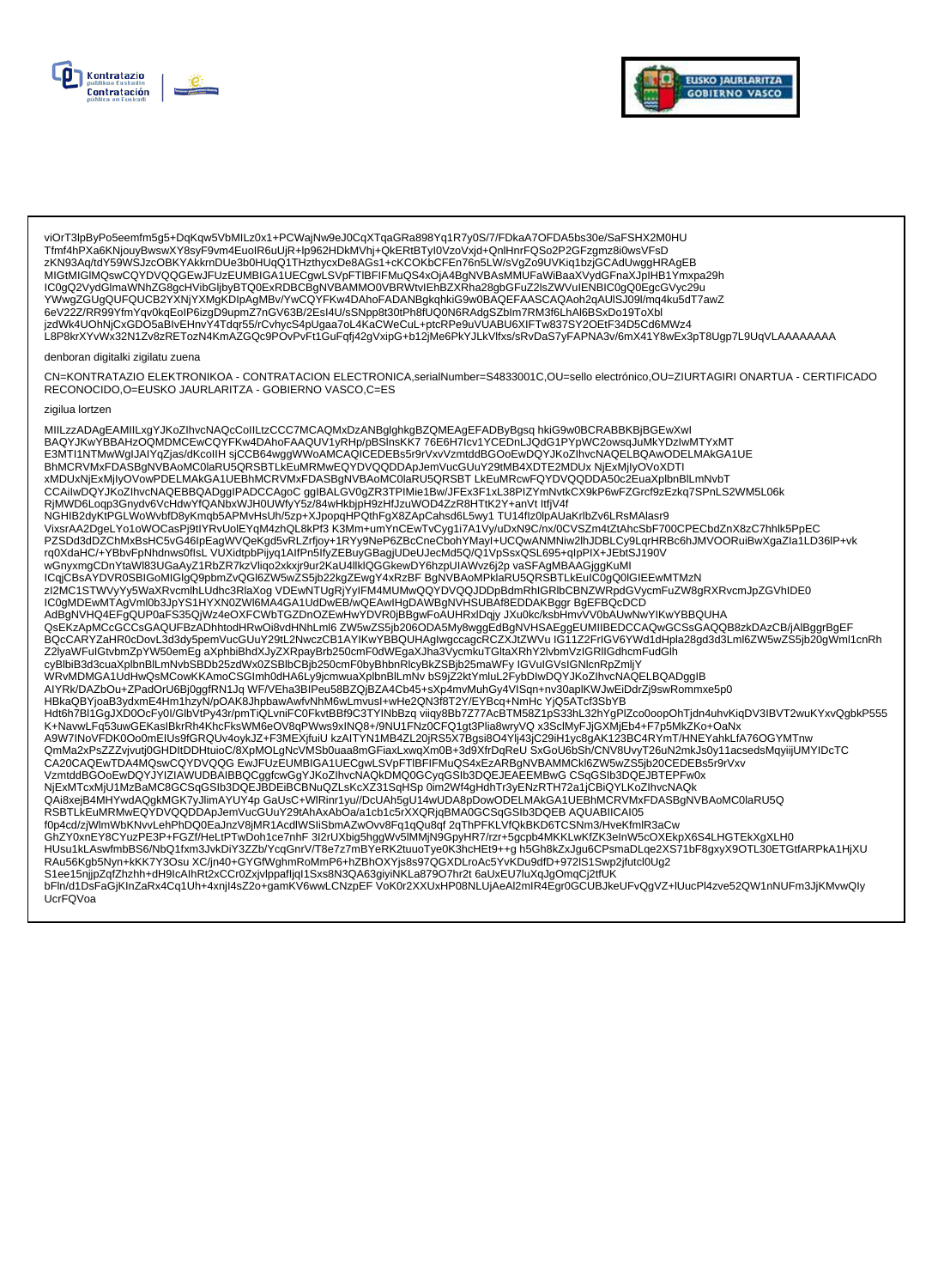viOrT3lpByPo5eemfm5g5+DqKqw5VbMILz0x1+PCWajNw9eJ0CqXTqaGRa898Yq1R7y0S/7/FDkaA7OFDA5bs30e/SaFSHX2M0HU
Tfmf4hPXa6KNjouyBwswXY8syF9vm4EuolR6uUjR+lp962HDkMVhj+QkERtBTyl0VzoVxjd+QnlHnrFQSo2P2GFzgmz8i0wsVFsD
zKN93Aq/tdY59WSJzcOBKYAkkrnDUe3b0HUqQ1THzthycxDe8AGs1+cKCOKbCFEn76n5LW/sVgZo9UVKiq1bzjGCAdUwggHRAgEB
MIGtMIGlMQswCQYDVQQGEwJFUzEUMBIGA1UECgwLSVpFTlBFIFMuQS4xOjA4BgNVBAsMMUFaWiBaaXVydGFnaXJpIHB1Ymxpa29h
IC0gQ2VydGlmaWNhZG8gcHVibGljbyBTQ0ExRDBCBgNVBAMMO0VBRWtvIEhBZXRha28gbGFuZ2lsZWVuIENBIC0gQ0EgcGVyc29u
YWwgZGUgQUFQUCB2YXNjYXMgKDIpAgMBv/YwCQYFKw4DAhoFADANBgkqhkiG9w0BAQEFAASCAQAoh2qAUlSJ09l/mq4ku5dT7awZ
6eV22Z/RR99YfmYqv0kqEoIP6izgD9upmZ7nGV63B/2EsI4U/sSNpp8t30tPh8fUQ0N6RAdgSZblm7RM3f6LhAl6BSxDo19ToXbl
jzdWk4UOhNjCxGDO5aBlvEHnvY4Tdqr55/rCvhycS4pUgaa7oL4KaCWeCuL+ptcRPe9uVUABU6XIFTw837SY2OEtF34D5Cd6MWz4
L8P8krXYvWx32N1Zv8zRETozN4KmAZGQc9POvPvFt1GuFqfj42gVxipG+b12jMe6PkYJLkVlfxs/sRvDaS7yFAPNA3v/6mX41Y8wEx3pT8Ugp7L9UqVLAAAAAAAA

denboran digitalki zigilatu zuena

CN=KONTRATAZIO ELEKTRONIKOA - CONTRATACION ELECTRONICA,serialNumber=S4833001C,OU=sello electrónico,OU=ZIURTAGIRI ONARTUA - CERTIFICADO RECONOCIDO,O=EUSKO JAURLARITZA - GOBIERNO VASCO,C=ES

zigilua lortzen

MIILzzADAgEAMIILxgYJKoZIhvcNAQcCoIILtzCCC7MCAQMxDzANBglghkgBZQMEAgEFADByBgsq hkiG9w0BCRABBKBjBGEwXwl
BAQYJKwYBBAHzOQMDMCEwCQYFKw4DAhoFAAQUV1yRHp/pBSlnsKK7 76E6H7Icv1YCEDnLJQdG1PYpWC2owsqJuMkYDzIwMTYxMT
E3MTI1NTMwWgIJAIYqZjas/dKcoIIH sjCCB64wggWWoAMCAQICEDEBs5r9rVxvVzmtddBGOoEwDQYJKoZIhvcNAQELBQAwODELMAkGA1UE
BhMCRVMxFDASBgNVBAoMC0laRU5QRSBTLkEuMRMwEQYDVQQDDApJemVucGUuY29tMB4XDTE2MDUx NjExMjIyOVoXDTI
xMDUxNjExMjIyOVowPDELMAkGA1UEBhMCRVMxFDASBgNVBAoMC0laRU5QRSBT LkEuMRcwFQYDVQQDDA50c2EuaXplbnBlLmNvbT
CCAiIwDQYJKoZIhvcNAQEBBQADggIPADCCAgoC ggIBALGV0gZR3TPIMie1Bw/JFEx3F1xL38PIZYmNvtkCX9kP6wFZGrcf9zEzkq7SPnLS2WM5L06k
RjMWD6Loqp3Gnydv6VcHdwYfQANbxWJH0UWfyY5z/84wHkbjpH9zHfJzuWOD4ZzR8HTtK2Y+anVt ItfjV4f
NGHIB2dyKtPGLWoWvbfD8yKmqb5APMvHsUh/5zp+XJpopqHPQthFgX8ZApCahsd6L5wy1 TU14fIz0lpAUaKrlbZv6LRsMAlasr9
VixsrAA2DgeLYo1oWOCasPj9tlYRvUolEYqM4zhQL8kPf3 K3Mm+umYnCEwTvCyg1i7A1Vy/uDxN9C/nx/0CVSZm4tZtAhcSbF700CPECbdZnX8zC7hhlk5PpEC
PZSDd3dDZChMxBsHC5vG46IpEagWVQeKgd5vRLZrfjoy+1RYy9NeP6ZBcCneCbohYMayl+UCQwANMNiw2lhJDBLCy9LqrHRBc6hJMVOORuiBwXgaZIa1LD36lP+vk
rq0XdaHC/+YBbvFpNhdnws0flsL VUXidtpbPijyq1AIfPn5IfyZEBuyGBagjUDeUJecMd5Q/Q1VpSsxQSL695+qIpPIX+JEbtSJ190V
wGnyxmgCDnYtaWl83UGaAyZ1RbZR7kzVliqo2xkxjr9ur2KaU4llklQGGkewDY6hzpUIAWvz6j2p vaSFAgMBAAGjggKuMI
ICqjCBsAYDVR0SBIGoMIGlgQ9pbmZvQGl6ZW5wZS5jb22kgZEwgY4xRzBF BgNVBAoMPklaRU5QRSBTLkEuIC0gQ0lGIEEwMTMzN
zI2MC1STWVyYy5WaXRvcmlhLUdhc3RlaXog VDEwNTUgRjYyIFM4MUMwQQYDVQQJDDpBdmRhIGRlbCBNZWRpdGVycmFuZW8gRXRvcmJpZGVhIDE0
IC0gMDEwMTAgVml0b3JpYS1HYXN0ZWl6MA4GA1UdDwEB/wQEAwIHgDAWBgNVHSUBAf8EDDAKBggr BgEFBQcDCD
AdBgNVHQ4EFgQUP0aFS35QjWz4eOXFCWbTGZDnOZEwHwYDVR0jBBgwFoAUHRxlDqjy JXu0kc/ksbHmvVV0bAUwNwYIKwYBBQUHA
QsEKzApMCcGCCsGAQUFBzADhhtodHRwOi8vdHNhLml6 ZW5wZS5jb206ODA5My8wggEdBgNVHSAEggEUMIIBEDCCAQwGCSsGAQQB8zkDAzCB/jAlBggrBgEF
BQcCARYZaHR0cDovL3d3dy5pemVucGUuY29tL2NwczCB1AYIKwYBBQUHAgIwgccagcRCZXJtZWVu IG11Z2FrIGV6YWd1dHpla28gd3d3Lml6ZW5wZS5jb20gWmI1cnRh
Z2lyaWFuIGtvbmZpYW50emEg aXphbiBhdXJyZXRpayBrb250cmF0dWEgaXJha3VycmkuTGltaXRhY2lvbmVzIGRlIGdhcmFudGlh
cyBlbiB3d3cuaXplbnBlLmNvbSBDb25zdWx0ZSBlbCBjb250cmF0byBhbnRlcyBkZSBjb25maWFy IGVuIGVsIGNlcnRpZmljY
WRvMDMGA1UdHwQsMCowKKAmoCSGImh0dHA6Ly9jcmwuaXplbnBlLmNv bS9jZ2ktYmluL2FybDIwDQYJKoZIhvcNAQELBQADggIB
AIYRk/DAZbOu+ZPadOrU6Bj0ggfRN1Jq WF/VEha3BIPeu58BZQjBZA4Cb45+sXp4mvMuhGy4VISqn+nv30aplKWJwEiDdrZj9swRommxe5p0
HBkaQBYjoaB3ydxmE4Hm1hzyN/pOAK8JhpbawAwfvNhM6wLmvusl+wHe2QN3f8T2Y/EYBcq+NmHc YjQ5ATcf3SbYB
Hdt6h7Bl1GgJXD0OcFy0l/GlbVtPy43r/pmTiQLvniFC0FkvtBBf9C3TYINbBzq viiqy8Bb7Z77AcBTM58Z1pS33hL32hYgPlZco0oopOhTjdn4uhvKiqDV3IBVT2wuKYxvQgbkP555
K+NavwLFq53uwGEKasIBkrRh4KhcFksWM6eOV8qPWws9xINQ8+/9NU1FNz0CFQ1gt3Plia8wryVQ x3ScIMyFJjGXMjEb4+F7p5MkZKo+OaNx
A9W7INoVFDK0Oo0mEIUs9fGRQUv4oykJZ+F3MEXjfuiU kzAITYN1MB4ZL20jRS5X7Bgsi8O4Ylj43jC29iH1yc8gAK123BC4RYmT/HNEYahkLfA76OGYMTnw
QmMa2xPsZZZvjvutj0GHDItDDHtuioC/8XpMOLgNcVMSb0uaa8mGFiaxLxwqXm0B+3d9XfrDqReU SxGoU6bSh/CNV8UvyT26uN2mkJs0y11acsedsMqyiijUMYIDcTC
CA20CAQEwTDA4MQswCQYDVQQG EwJFUzEUMBIGA1UECgwLSVpFTlBFIFMuQS4xEzARBgNVBAMMCkl6ZW5wZS5jb20CEDEBs5r9rVxv
VzmtddBGOoEwDQYJYIZIAWUDBAIBBQCggfcwGgYJKoZIhvcNAQkDMQ0GCyqGSIb3DQEJEAEEMBwG CSqGSIb3DQEJBTEPFw0x
NjExMTcxMjU1MzBaMC8GCSqGSIb3DQEJBDEiBCBNuQZLsKcXZ31SqHSp 0im2Wf4gHdhTr3yENzRTH72a1jCBiQYLKoZIhvcNAQk
QAi8xejB4MHYwdAQgkMGK7yJlimAYUY4p GaUsC+WlRinr1yu//DcUAh5gU14wUDA8pDowODELMAkGA1UEBhMCRVMxFDASBgNVBAoMC0laRU5Q
RSBTLkEuMRMwEQYDVQQDDApJemVucGUuY29tAhAxAbOa/a1cb1c5rXXQRjqBMA0GCSqGSIb3DQEB AQUABIICAI05
f0p4cd/zjWlmWbKNvvLehPhDQ0EaJnzV8jMR1AcdlWSliSbmAZwOvv8Fq1qQu8qf 2qThPFKLVfQkBKD6TCSNm3/HveKfmlR3aCw
GhZY0xnEY8CYuzPE3P+FGZf/HeLtPTwDoh1ce7nhF 3I2rUXbig5hggWv5lMMjN9GpyHR7/rzr+5gcpb4MKKLwKfZK3eInW5cOXEkpX6S4LHGTEkXgXLH0
HUsu1kLAswfmbBS6/NbQ1fxm3JvkDiY3ZZb/YcqGnrV/T8e7z7mBYeRK2tuuoTye0K3hcHEt9++g h5Gh8kZxJgu6CPsmaDLqe2XS71bF8gxyX9OTL30ETGtfARPkA1HjXU
RAu56Kgb5Nyn+kKK7Y3Osu XC/jn40+GYGfWghmRoMmP6+hZBhOXYjs8s97QGXDLroAc5YvKDu9dfD+972lS1Swp2jfutcl0Ug2
S1ee15njjpZqfZhzhh+dH9IcAlhRt2xCCr0ZxjvlppafljqI1Sxs8N3QA63giyiNKLa879O7hr2t 6aUxEU7luXqJgOmqCj2tfUK
bFln/d1DsFaGjKlnZaRx4Cq1Uh+4xnjl4sZ2o+gamKV6wwLCNzpEF VoK0r2XXUxHP08NLUjAeAl2mIR4Egr0GCUBJkeUFvQgVZ+lUucPl4zve52QW1nNUFm3JjKMvwQly
UcrFQVoa